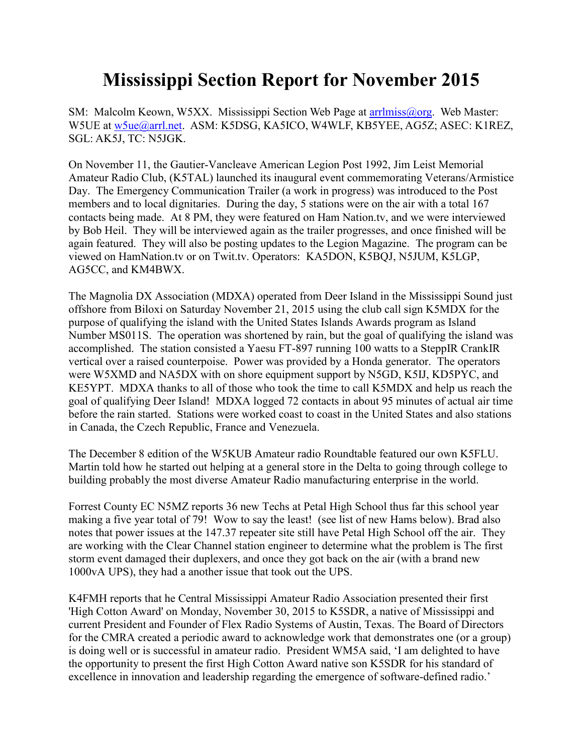# Mississippi Section Report for November 2015

SM: Malcolm Keown, W5XX. Mississippi Section Web Page at arrlmiss@org. Web Master: W5UE at w5ue@arrl.net. ASM: K5DSG, KA5ICO, W4WLF, KB5YEE, AG5Z; ASEC: K1REZ, SGL: AK5J, TC: N5JGK.

On November 11, the Gautier-Vancleave American Legion Post 1992, Jim Leist Memorial Amateur Radio Club, (K5TAL) launched its inaugural event commemorating Veterans/Armistice Day. The Emergency Communication Trailer (a work in progress) was introduced to the Post members and to local dignitaries. During the day, 5 stations were on the air with a total 167 contacts being made. At 8 PM, they were featured on Ham Nation.tv, and we were interviewed by Bob Heil. They will be interviewed again as the trailer progresses, and once finished will be again featured. They will also be posting updates to the Legion Magazine. The program can be viewed on HamNation.tv or on Twit.tv. Operators: KA5DON, K5BQJ, N5JUM, K5LGP, AG5CC, and KM4BWX.

The Magnolia DX Association (MDXA) operated from Deer Island in the Mississippi Sound just offshore from Biloxi on Saturday November 21, 2015 using the club call sign K5MDX for the purpose of qualifying the island with the United States Islands Awards program as Island Number MS011S. The operation was shortened by rain, but the goal of qualifying the island was accomplished. The station consisted a Yaesu FT-897 running 100 watts to a SteppIR CrankIR vertical over a raised counterpoise. Power was provided by a Honda generator. The operators were W5XMD and NA5DX with on shore equipment support by N5GD, K5IJ, KD5PYC, and KE5YPT. MDXA thanks to all of those who took the time to call K5MDX and help us reach the goal of qualifying Deer Island! MDXA logged 72 contacts in about 95 minutes of actual air time before the rain started. Stations were worked coast to coast in the United States and also stations in Canada, the Czech Republic, France and Venezuela.

The December 8 edition of the W5KUB Amateur radio Roundtable featured our own K5FLU. Martin told how he started out helping at a general store in the Delta to going through college to building probably the most diverse Amateur Radio manufacturing enterprise in the world.

Forrest County EC N5MZ reports 36 new Techs at Petal High School thus far this school year making a five year total of 79! Wow to say the least! (see list of new Hams below). Brad also notes that power issues at the 147.37 repeater site still have Petal High School off the air. They are working with the Clear Channel station engineer to determine what the problem is The first storm event damaged their duplexers, and once they got back on the air (with a brand new 1000vA UPS), they had a another issue that took out the UPS.

K4FMH reports that he Central Mississippi Amateur Radio Association presented their first 'High Cotton Award' on Monday, November 30, 2015 to K5SDR, a native of Mississippi and current President and Founder of Flex Radio Systems of Austin, Texas. The Board of Directors for the CMRA created a periodic award to acknowledge work that demonstrates one (or a group) is doing well or is successful in amateur radio. President WM5A said, 'I am delighted to have the opportunity to present the first High Cotton Award native son K5SDR for his standard of excellence in innovation and leadership regarding the emergence of software-defined radio.'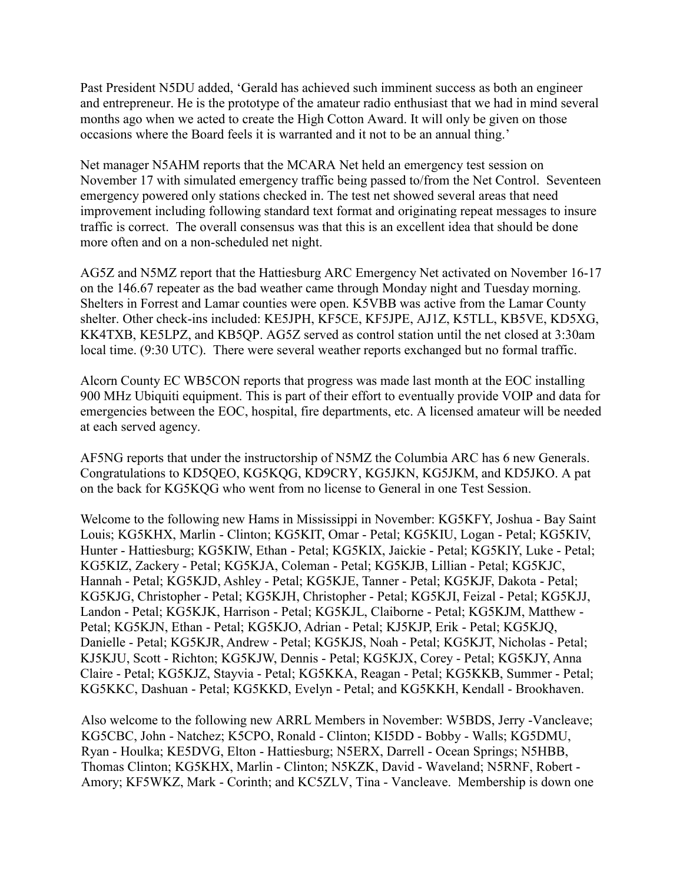Past President N5DU added, 'Gerald has achieved such imminent success as both an engineer and entrepreneur. He is the prototype of the amateur radio enthusiast that we had in mind several months ago when we acted to create the High Cotton Award. It will only be given on those occasions where the Board feels it is warranted and it not to be an annual thing.'

Net manager N5AHM reports that the MCARA Net held an emergency test session on November 17 with simulated emergency traffic being passed to/from the Net Control. Seventeen emergency powered only stations checked in. The test net showed several areas that need improvement including following standard text format and originating repeat messages to insure traffic is correct. The overall consensus was that this is an excellent idea that should be done more often and on a non-scheduled net night.

AG5Z and N5MZ report that the Hattiesburg ARC Emergency Net activated on November 16-17 on the 146.67 repeater as the bad weather came through Monday night and Tuesday morning. Shelters in Forrest and Lamar counties were open. K5VBB was active from the Lamar County shelter. Other check-ins included: KE5JPH, KF5CE, KF5JPE, AJ1Z, K5TLL, KB5VE, KD5XG, KK4TXB, KE5LPZ, and KB5QP. AG5Z served as control station until the net closed at 3:30am local time. (9:30 UTC). There were several weather reports exchanged but no formal traffic.

Alcorn County EC WB5CON reports that progress was made last month at the EOC installing 900 MHz Ubiquiti equipment. This is part of their effort to eventually provide VOIP and data for emergencies between the EOC, hospital, fire departments, etc. A licensed amateur will be needed at each served agency.

AF5NG reports that under the instructorship of N5MZ the Columbia ARC has 6 new Generals. Congratulations to KD5QEO, KG5KQG, KD9CRY, KG5JKN, KG5JKM, and KD5JKO. A pat on the back for KG5KQG who went from no license to General in one Test Session.

Welcome to the following new Hams in Mississippi in November: KG5KFY, Joshua - Bay Saint Louis; KG5KHX, Marlin - Clinton; KG5KIT, Omar - Petal; KG5KIU, Logan - Petal; KG5KIV, Hunter - Hattiesburg; KG5KIW, Ethan - Petal; KG5KIX, Jaickie - Petal; KG5KIY, Luke - Petal; KG5KIZ, Zackery - Petal; KG5KJA, Coleman - Petal; KG5KJB, Lillian - Petal; KG5KJC, Hannah - Petal; KG5KJD, Ashley - Petal; KG5KJE, Tanner - Petal; KG5KJF, Dakota - Petal; KG5KJG, Christopher - Petal; KG5KJH, Christopher - Petal; KG5KJI, Feizal - Petal; KG5KJJ, Landon - Petal; KG5KJK, Harrison - Petal; KG5KJL, Claiborne - Petal; KG5KJM, Matthew - Petal; KG5KJN, Ethan - Petal; KG5KJO, Adrian - Petal; KJ5KJP, Erik - Petal; KG5KJQ, Danielle - Petal; KG5KJR, Andrew - Petal; KG5KJS, Noah - Petal; KG5KJT, Nicholas - Petal; KJ5KJU, Scott - Richton; KG5KJW, Dennis - Petal; KG5KJX, Corey - Petal; KG5KJY, Anna Claire - Petal; KG5KJZ, Stayvia - Petal; KG5KKA, Reagan - Petal; KG5KKB, Summer - Petal; KG5KKC, Dashuan - Petal; KG5KKD, Evelyn - Petal; and KG5KKH, Kendall - Brookhaven.

Also welcome to the following new ARRL Members in November: W5BDS, Jerry -Vancleave; KG5CBC, John - Natchez; K5CPO, Ronald - Clinton; KI5DD - Bobby - Walls; KG5DMU, Ryan - Houlka; KE5DVG, Elton - Hattiesburg; N5ERX, Darrell - Ocean Springs; N5HBB, Thomas Clinton; KG5KHX, Marlin - Clinton; N5KZK, David - Waveland; N5RNF, Robert - Amory; KF5WKZ, Mark - Corinth; and KC5ZLV, Tina - Vancleave. Membership is down one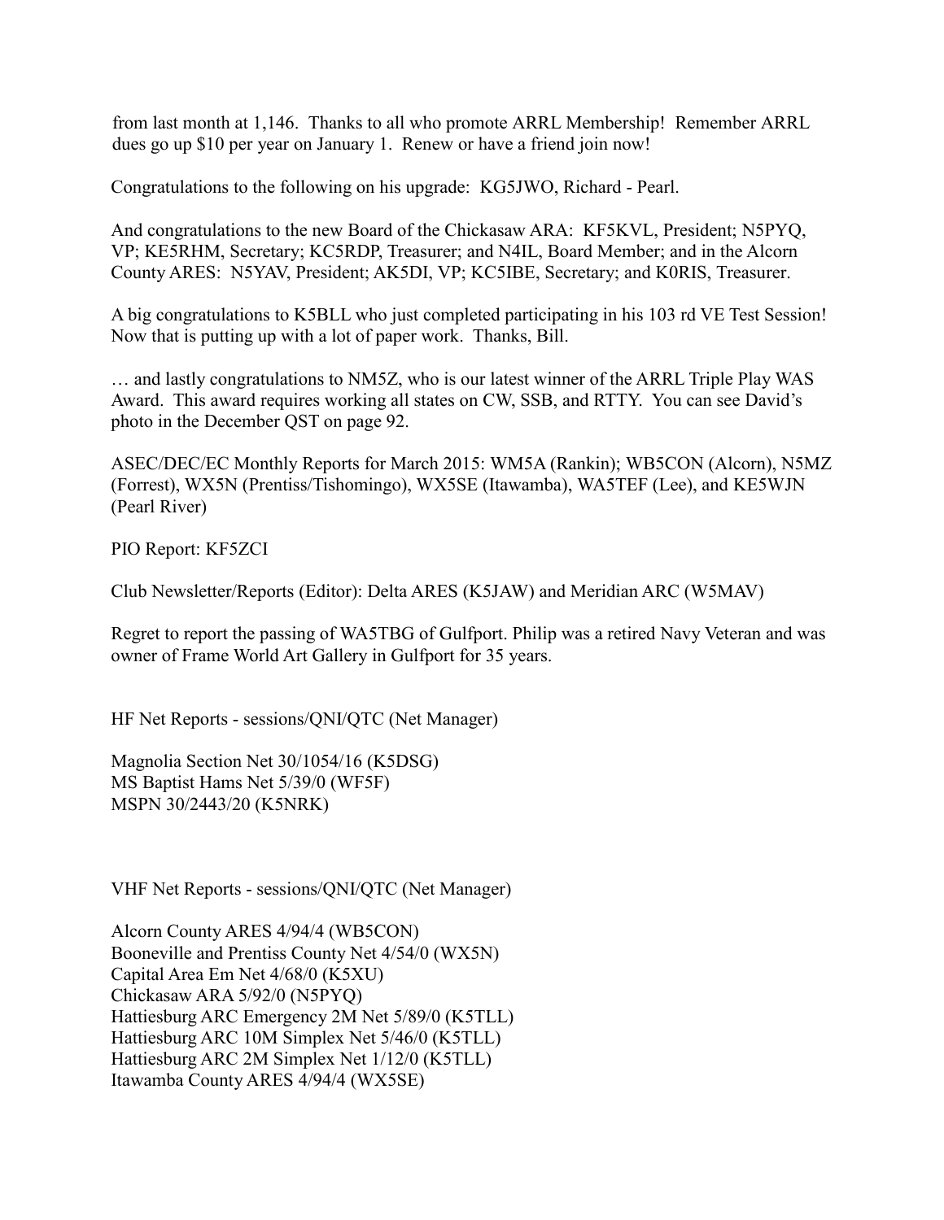from last month at 1,146.  Thanks to all who promote ARRL Membership!  Remember ARRL dues go up $10 per year on January 1.  Renew or have a friend join now!

Congratulations to the following on his upgrade:  KG5JWO, Richard - Pearl.

And congratulations to the new Board of the Chickasaw ARA:  KF5KVL, President; N5PYQ, VP; KE5RHM, Secretary; KC5RDP, Treasurer; and N4IL, Board Member; and in the Alcorn County ARES:  N5YAV, President; AK5DI, VP; KC5IBE, Secretary; and K0RIS, Treasurer.

A big congratulations to K5BLL who just completed participating in his 103 rd VE Test Session!  Now that is putting up with a lot of paper work.  Thanks, Bill.

… and lastly congratulations to NM5Z, who is our latest winner of the ARRL Triple Play WAS Award.  This award requires working all states on CW, SSB, and RTTY.  You can see David's photo in the December QST on page 92.

ASEC/DEC/EC Monthly Reports for March 2015: WM5A (Rankin); WB5CON (Alcorn), N5MZ (Forrest), WX5N (Prentiss/Tishomingo), WX5SE (Itawamba), WA5TEF (Lee), and KE5WJN (Pearl River)

PIO Report: KF5ZCI

Club Newsletter/Reports (Editor): Delta ARES (K5JAW) and Meridian ARC (W5MAV)

Regret to report the passing of WA5TBG of Gulfport. Philip was a retired Navy Veteran and was owner of Frame World Art Gallery in Gulfport for 35 years.

HF Net Reports - sessions/QNI/QTC (Net Manager)

Magnolia Section Net 30/1054/16 (K5DSG)
MS Baptist Hams Net 5/39/0 (WF5F)
MSPN 30/2443/20 (K5NRK)

VHF Net Reports - sessions/QNI/QTC (Net Manager)

Alcorn County ARES 4/94/4 (WB5CON)
Booneville and Prentiss County Net 4/54/0 (WX5N)
Capital Area Em Net 4/68/0 (K5XU)
Chickasaw ARA 5/92/0 (N5PYQ)
Hattiesburg ARC Emergency 2M Net 5/89/0 (K5TLL)
Hattiesburg ARC 10M Simplex Net 5/46/0 (K5TLL)
Hattiesburg ARC 2M Simplex Net 1/12/0 (K5TLL)
Itawamba County ARES 4/94/4 (WX5SE)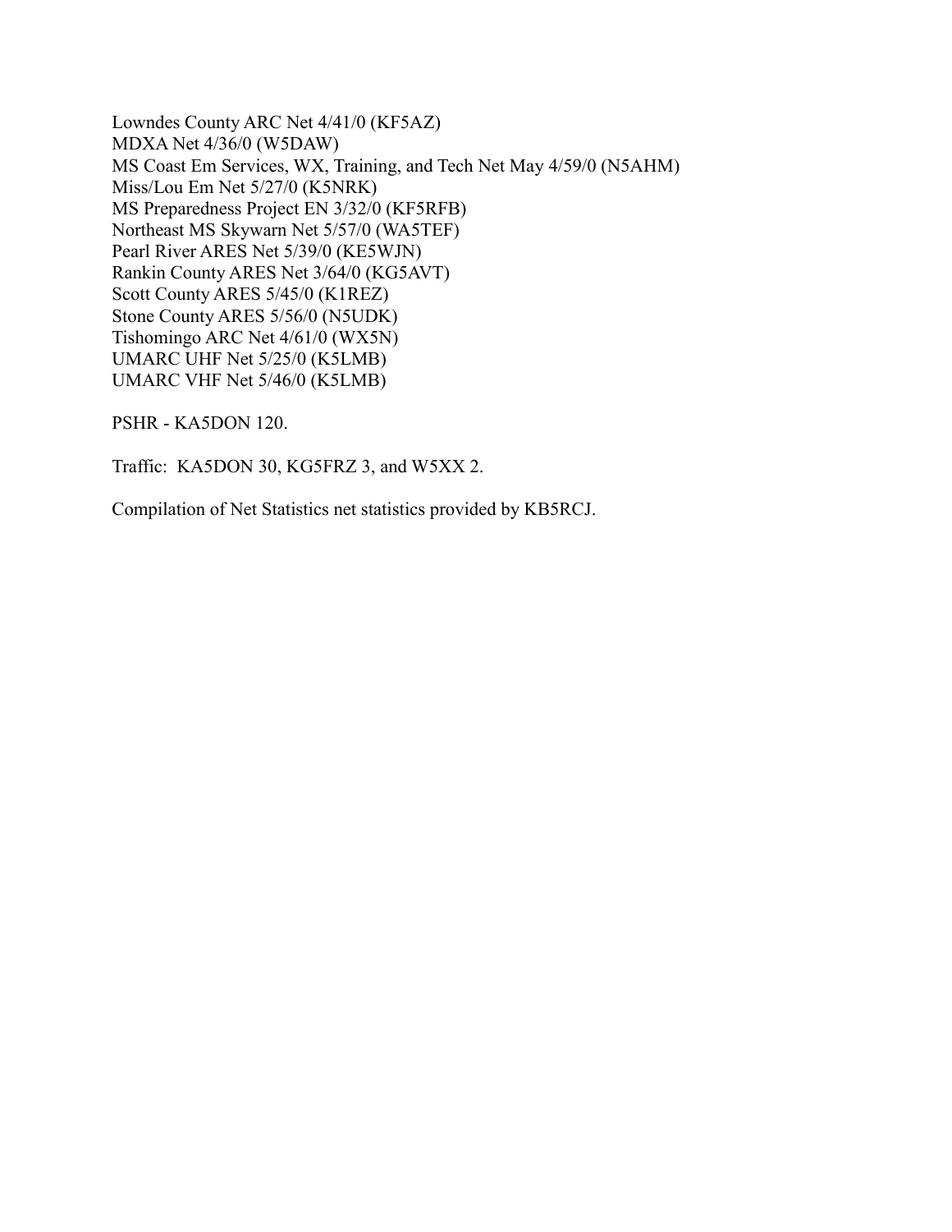Lowndes County ARC Net 4/41/0 (KF5AZ)
MDXA Net 4/36/0 (W5DAW)
MS Coast Em Services, WX, Training, and Tech Net May 4/59/0 (N5AHM)
Miss/Lou Em Net 5/27/0 (K5NRK)
MS Preparedness Project EN 3/32/0 (KF5RFB)
Northeast MS Skywarn Net 5/57/0 (WA5TEF)
Pearl River ARES Net 5/39/0 (KE5WJN)
Rankin County ARES Net 3/64/0 (KG5AVT)
Scott County ARES 5/45/0 (K1REZ)
Stone County ARES 5/56/0 (N5UDK)
Tishomingo ARC Net 4/61/0 (WX5N)
UMARC UHF Net 5/25/0 (K5LMB)
UMARC VHF Net 5/46/0 (K5LMB)

PSHR - KA5DON 120.

Traffic: KA5DON 30, KG5FRZ 3, and W5XX 2.

Compilation of Net Statistics net statistics provided by KB5RCJ.